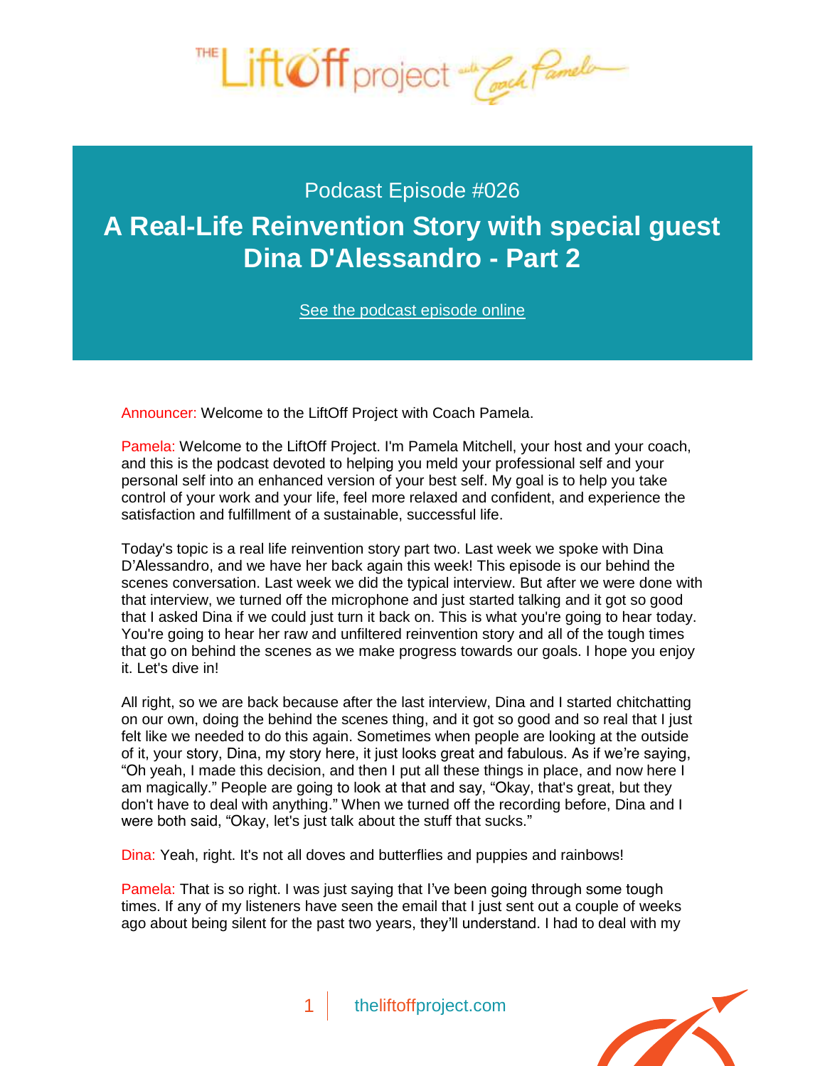Podcast Episode #026

# A Real-Life Reinvention Story with special guest Dina D'Alessandro - Part 2

See the podcast episode online

Announcer: Welcome to the LiftOff Project with Coach Pamela.

Pamela: Welcome to the LiftOff Project. I'm Pamela Mitchell, your host and your coach, and this is the podcast devoted to helping you meld your professional self and your personal self into an enhanced version of your best self. My goal is to help you take control of your work and your life, feel more relaxed and confident, and experience the satisfaction and fulfillment of a sustainable, successful life.

Today's topic is a real life reinvention story part two. Last week we spoke with Dina D'Alessandro, and we have her back again this week! This episode is our behind the scenes conversation. Last week we did the typical interview. But after we were done with that interview, we turned off the microphone and just started talking and it got so good that I asked Dina if we could just turn it back on. This is what you're going to hear today. You're going to hear her raw and unfiltered reinvention story and all of the tough times that go on behind the scenes as we make progress towards our goals. I hope you enjoy it. Let's dive in!

All right, so we are back because after the last interview, Dina and I started chitchatting on our own, doing the behind the scenes thing, and it got so good and so real that I just felt like we needed to do this again. Sometimes when people are looking at the outside of it, your story, Dina, my story here, it just looks great and fabulous. As if we're saying, "Oh yeah, I made this decision, and then I put all these things in place, and now here I am magically." People are going to look at that and say, "Okay, that's great, but they don't have to deal with anything." When we turned off the recording before, Dina and I were both said, "Okay, let's just talk about the stuff that sucks."

Dina: Yeah, right. It's not all doves and butterflies and puppies and rainbows!

Pamela: That is so right. I was just saying that I've been going through some tough times. If any of my listeners have seen the email that I just sent out a couple of weeks ago about being silent for the past two years, they'll understand. I had to deal with my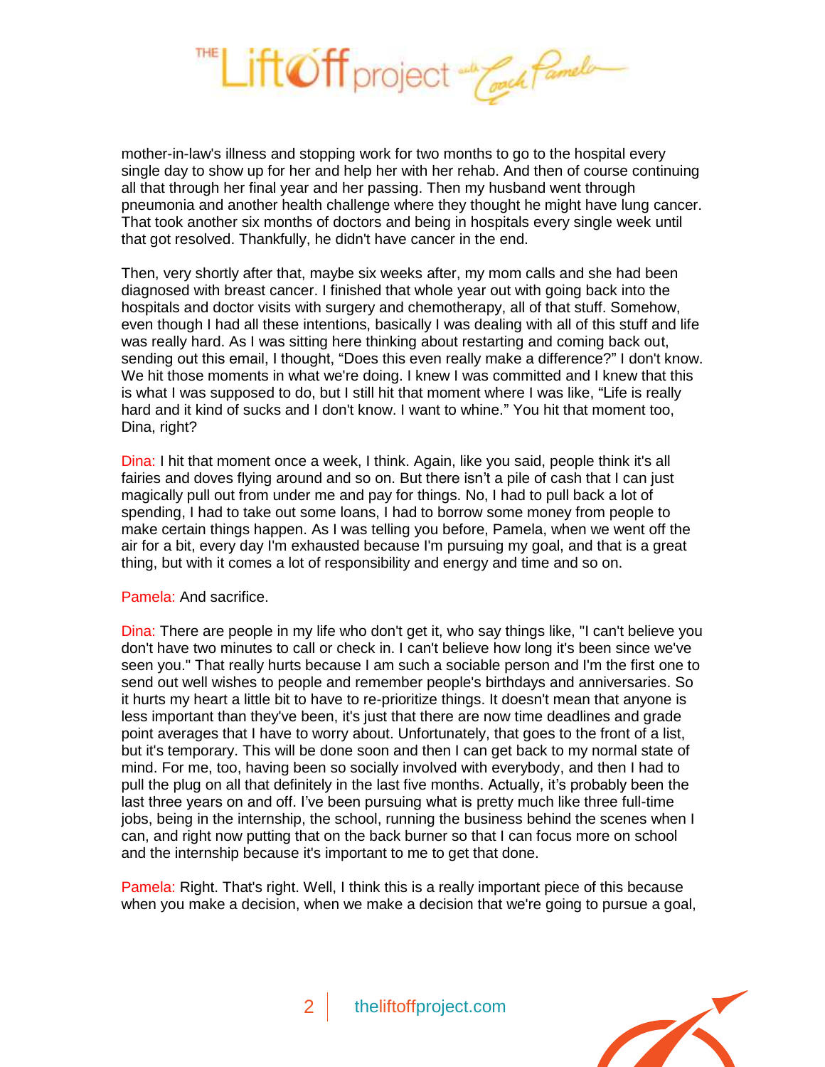mother-in-law's illness and stopping work for two months to go to the hospital every single day to show up for her and help her with her rehab. And then of course continuing all that through her final year and her passing. Then my husband went through pneumonia and another health challenge where they thought he might have lung cancer. That took another six months of doctors and being in hospitals every single week until that got resolved. Thankfully, he didn't have cancer in the end.

Then, very shortly after that, maybe six weeks after, my mom calls and she had been diagnosed with breast cancer. I finished that whole year out with going back into the hospitals and doctor visits with surgery and chemotherapy, all of that stuff. Somehow, even though I had all these intentions, basically I was dealing with all of this stuff and life was really hard. As I was sitting here thinking about restarting and coming back out, sending out this email, I thought, "Does this even really make a difference?" I don't know. We hit those moments in what we're doing. I knew I was committed and I knew that this is what I was supposed to do, but I still hit that moment where I was like, "Life is really hard and it kind of sucks and I don't know. I want to whine." You hit that moment too, Dina, right?

Dina: I hit that moment once a week, I think. Again, like you said, people think it's all fairies and doves flying around and so on. But there isn't a pile of cash that I can just magically pull out from under me and pay for things. No, I had to pull back a lot of spending, I had to take out some loans, I had to borrow some money from people to make certain things happen. As I was telling you before, Pamela, when we went off the air for a bit, every day I'm exhausted because I'm pursuing my goal, and that is a great thing, but with it comes a lot of responsibility and energy and time and so on.

Pamela: And sacrifice.

Dina: There are people in my life who don't get it, who say things like, "I can't believe you don't have two minutes to call or check in. I can't believe how long it's been since we've seen you." That really hurts because I am such a sociable person and I'm the first one to send out well wishes to people and remember people's birthdays and anniversaries. So it hurts my heart a little bit to have to re-prioritize things. It doesn't mean that anyone is less important than they've been, it's just that there are now time deadlines and grade point averages that I have to worry about. Unfortunately, that goes to the front of a list, but it's temporary. This will be done soon and then I can get back to my normal state of mind. For me, too, having been so socially involved with everybody, and then I had to pull the plug on all that definitely in the last five months. Actually, it's probably been the last three years on and off. I've been pursuing what is pretty much like three full-time jobs, being in the internship, the school, running the business behind the scenes when I can, and right now putting that on the back burner so that I can focus more on school and the internship because it's important to me to get that done.

Pamela: Right. That's right. Well, I think this is a really important piece of this because when you make a decision, when we make a decision that we're going to pursue a goal,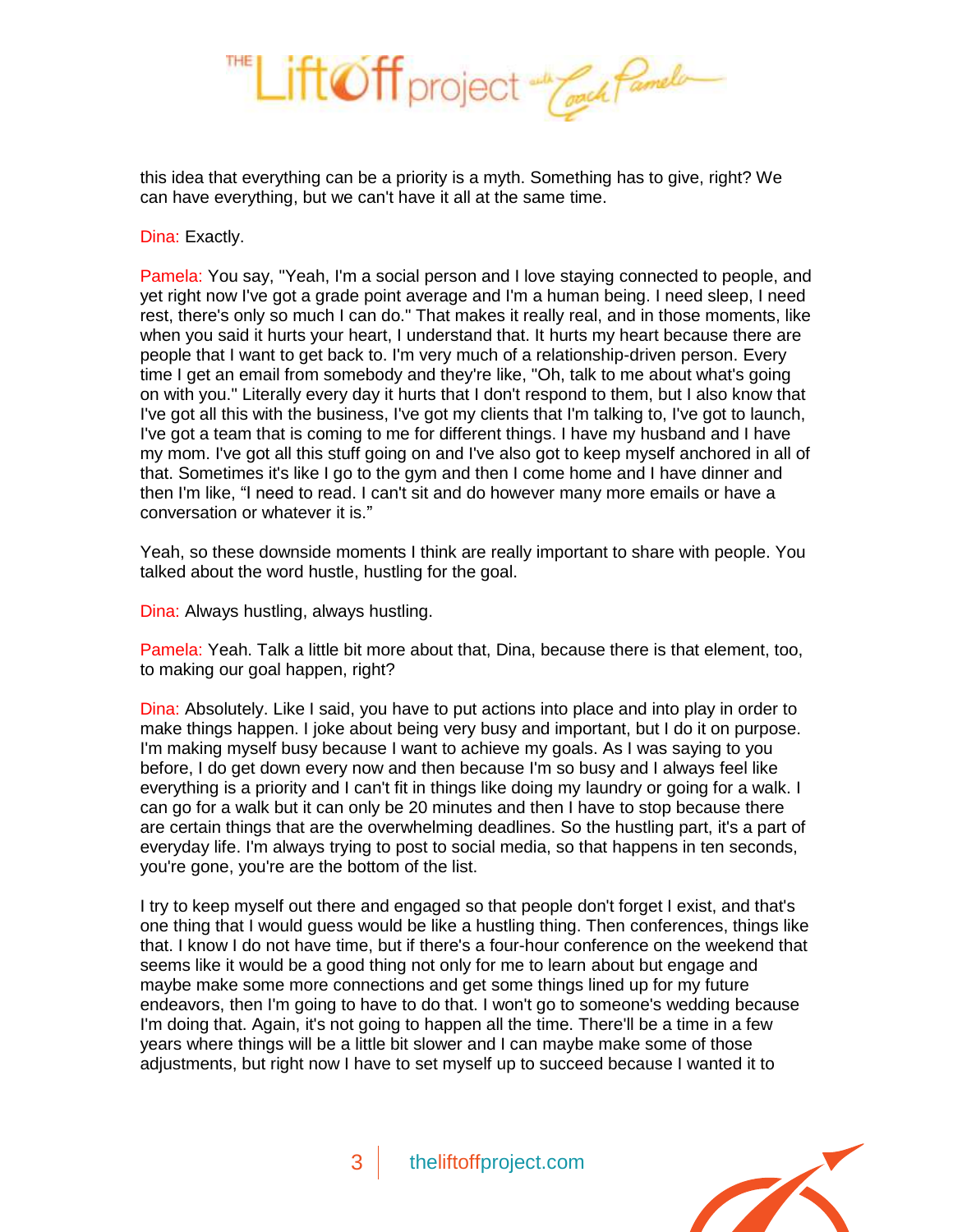this idea that everything can be a priority is a myth. Something has to give, right? We can have everything, but we can't have it all at the same time.

Dina: Exactly.

Pamela: You say, "Yeah, I'm a social person and I love staying connected to people, and yet right now I've got a grade point average and I'm a human being. I need sleep, I need rest, there's only so much I can do." That makes it really real, and in those moments, like when you said it hurts your heart, I understand that. It hurts my heart because there are people that I want to get back to. I'm very much of a relationship-driven person. Every time I get an email from somebody and they're like, "Oh, talk to me about what's going on with you." Literally every day it hurts that I don't respond to them, but I also know that I've got all this with the business, I've got my clients that I'm talking to, I've got to launch, I've got a team that is coming to me for different things. I have my husband and I have my mom. I've got all this stuff going on and I've also got to keep myself anchored in all of that. Sometimes it's like I go to the gym and then I come home and I have dinner and then I'm like, "I need to read. I can't sit and do however many more emails or have a conversation or whatever it is."

Yeah, so these downside moments I think are really important to share with people. You talked about the word hustle, hustling for the goal.

Dina: Always hustling, always hustling.

Pamela: Yeah. Talk a little bit more about that, Dina, because there is that element, too, to making our goal happen, right?

Dina: Absolutely. Like I said, you have to put actions into place and into play in order to make things happen. I joke about being very busy and important, but I do it on purpose. I'm making myself busy because I want to achieve my goals. As I was saying to you before, I do get down every now and then because I'm so busy and I always feel like everything is a priority and I can't fit in things like doing my laundry or going for a walk. I can go for a walk but it can only be 20 minutes and then I have to stop because there are certain things that are the overwhelming deadlines. So the hustling part, it's a part of everyday life. I'm always trying to post to social media, so that happens in ten seconds, you're gone, you're are the bottom of the list.

I try to keep myself out there and engaged so that people don't forget I exist, and that's one thing that I would guess would be like a hustling thing. Then conferences, things like that. I know I do not have time, but if there's a four-hour conference on the weekend that seems like it would be a good thing not only for me to learn about but engage and maybe make some more connections and get some things lined up for my future endeavors, then I'm going to have to do that. I won't go to someone's wedding because I'm doing that. Again, it's not going to happen all the time. There'll be a time in a few years where things will be a little bit slower and I can maybe make some of those adjustments, but right now I have to set myself up to succeed because I wanted it to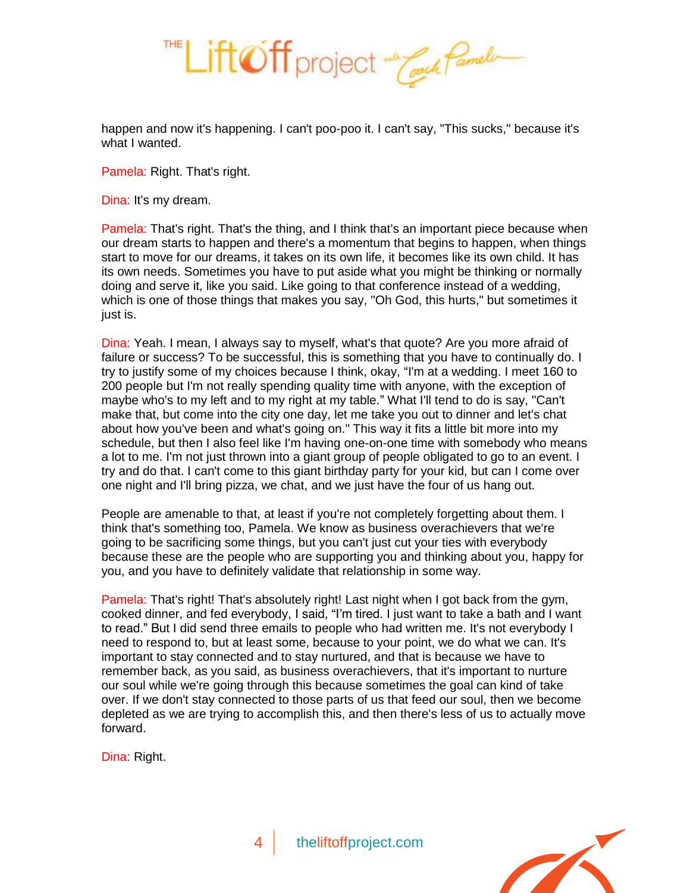happen and now it's happening. I can't poo-poo it. I can't say, "This sucks," because it's what I wanted.

Pamela: Right. That's right.

Dina: It's my dream.

Pamela: That's right. That's the thing, and I think that's an important piece because when our dream starts to happen and there's a momentum that begins to happen, when things start to move for our dreams, it takes on its own life, it becomes like its own child. It has its own needs. Sometimes you have to put aside what you might be thinking or normally doing and serve it, like you said. Like going to that conference instead of a wedding, which is one of those things that makes you say, "Oh God, this hurts," but sometimes it just is.

Dina: Yeah. I mean, I always say to myself, what's that quote? Are you more afraid of failure or success? To be successful, this is something that you have to continually do. I try to justify some of my choices because I think, okay, "I'm at a wedding. I meet 160 to 200 people but I'm not really spending quality time with anyone, with the exception of maybe who's to my left and to my right at my table." What I'll tend to do is say, "Can't make that, but come into the city one day, let me take you out to dinner and let's chat about how you've been and what's going on." This way it fits a little bit more into my schedule, but then I also feel like I'm having one-on-one time with somebody who means a lot to me. I'm not just thrown into a giant group of people obligated to go to an event. I try and do that. I can't come to this giant birthday party for your kid, but can I come over one night and I'll bring pizza, we chat, and we just have the four of us hang out.

People are amenable to that, at least if you're not completely forgetting about them. I think that's something too, Pamela. We know as business overachievers that we're going to be sacrificing some things, but you can't just cut your ties with everybody because these are the people who are supporting you and thinking about you, happy for you, and you have to definitely validate that relationship in some way.

Pamela: That's right! That's absolutely right! Last night when I got back from the gym, cooked dinner, and fed everybody, I said, "I'm tired. I just want to take a bath and I want to read." But I did send three emails to people who had written me. It's not everybody I need to respond to, but at least some, because to your point, we do what we can. It's important to stay connected and to stay nurtured, and that is because we have to remember back, as you said, as business overachievers, that it's important to nurture our soul while we're going through this because sometimes the goal can kind of take over. If we don't stay connected to those parts of us that feed our soul, then we become depleted as we are trying to accomplish this, and then there's less of us to actually move forward.

Dina: Right.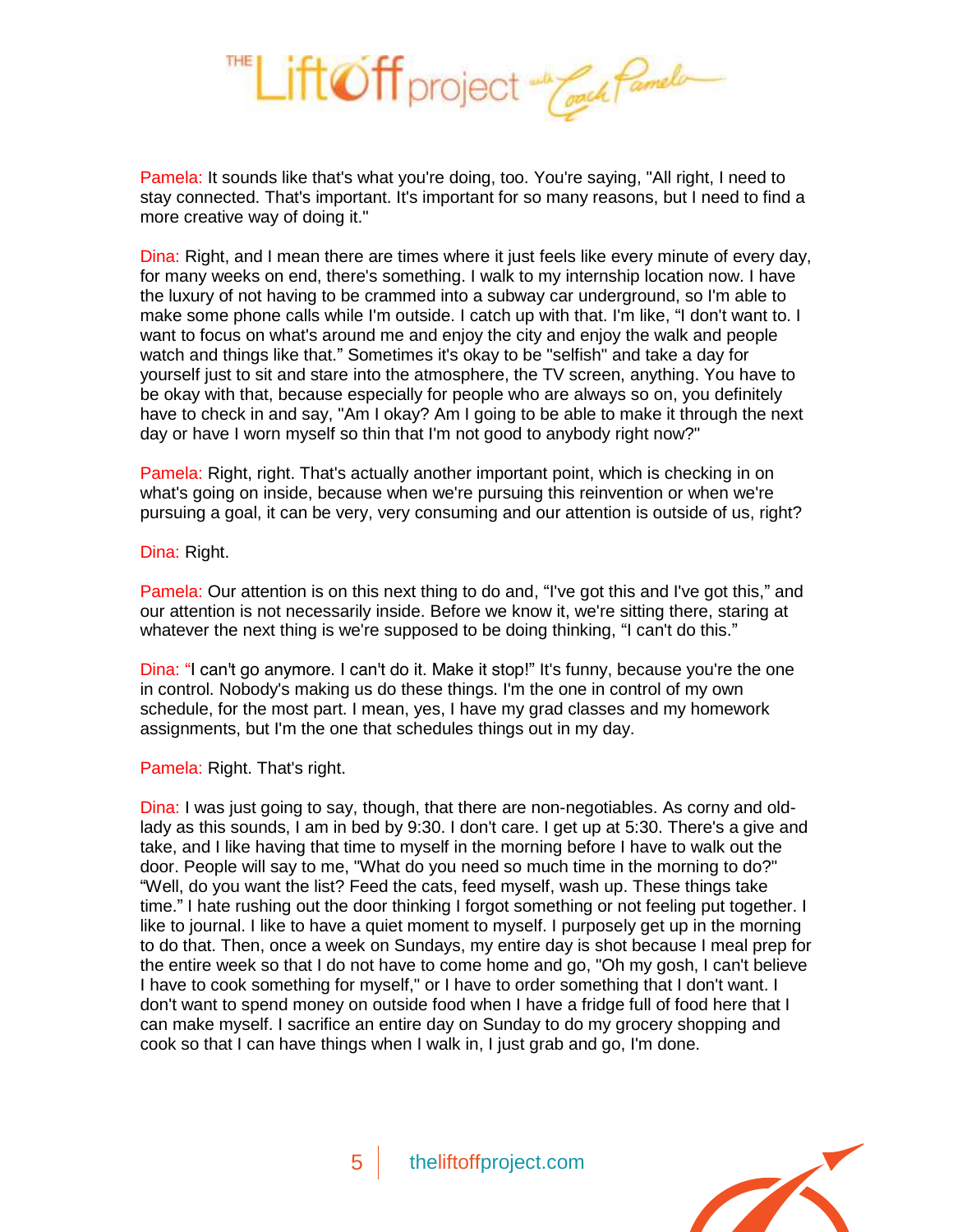Pamela: It sounds like that's what you're doing, too. You're saying, "All right, I need to stay connected. That's important. It's important for so many reasons, but I need to find a more creative way of doing it."

Dina: Right, and I mean there are times where it just feels like every minute of every day, for many weeks on end, there's something. I walk to my internship location now. I have the luxury of not having to be crammed into a subway car underground, so I'm able to make some phone calls while I'm outside. I catch up with that. I'm like, "I don't want to. I want to focus on what's around me and enjoy the city and enjoy the walk and people watch and things like that." Sometimes it's okay to be "selfish" and take a day for yourself just to sit and stare into the atmosphere, the TV screen, anything. You have to be okay with that, because especially for people who are always so on, you definitely have to check in and say, "Am I okay? Am I going to be able to make it through the next day or have I worn myself so thin that I'm not good to anybody right now?"

Pamela: Right, right. That's actually another important point, which is checking in on what's going on inside, because when we're pursuing this reinvention or when we're pursuing a goal, it can be very, very consuming and our attention is outside of us, right?

Dina: Right.

Pamela: Our attention is on this next thing to do and, "I've got this and I've got this," and our attention is not necessarily inside. Before we know it, we're sitting there, staring at whatever the next thing is we're supposed to be doing thinking, "I can't do this."

Dina: "I can't go anymore. I can't do it. Make it stop!" It's funny, because you're the one in control. Nobody's making us do these things. I'm the one in control of my own schedule, for the most part. I mean, yes, I have my grad classes and my homework assignments, but I'm the one that schedules things out in my day.

Pamela: Right. That's right.

Dina: I was just going to say, though, that there are non-negotiables. As corny and old-lady as this sounds, I am in bed by 9:30. I don't care. I get up at 5:30. There's a give and take, and I like having that time to myself in the morning before I have to walk out the door. People will say to me, "What do you need so much time in the morning to do?" "Well, do you want the list? Feed the cats, feed myself, wash up. These things take time." I hate rushing out the door thinking I forgot something or not feeling put together. I like to journal. I like to have a quiet moment to myself. I purposely get up in the morning to do that. Then, once a week on Sundays, my entire day is shot because I meal prep for the entire week so that I do not have to come home and go, "Oh my gosh, I can't believe I have to cook something for myself," or I have to order something that I don't want. I don't want to spend money on outside food when I have a fridge full of food here that I can make myself. I sacrifice an entire day on Sunday to do my grocery shopping and cook so that I can have things when I walk in, I just grab and go, I'm done.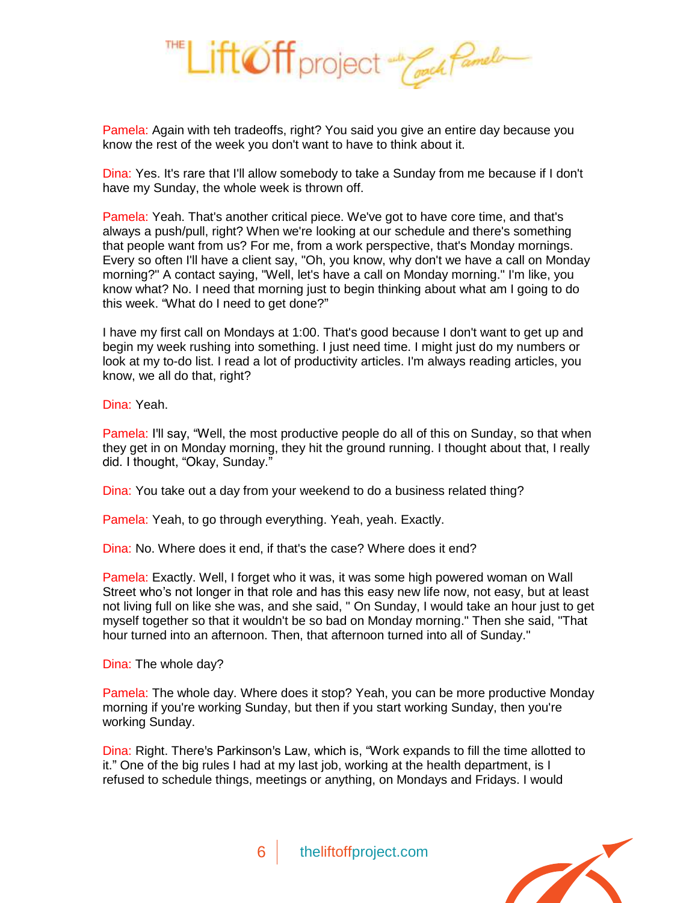Pamela: Again with teh tradeoffs, right? You said you give an entire day because you know the rest of the week you don't want to have to think about it.

Dina: Yes. It's rare that I'll allow somebody to take a Sunday from me because if I don't have my Sunday, the whole week is thrown off.

Pamela: Yeah. That's another critical piece. We've got to have core time, and that's always a push/pull, right? When we're looking at our schedule and there's something that people want from us? For me, from a work perspective, that's Monday mornings. Every so often I'll have a client say, "Oh, you know, why don't we have a call on Monday morning?" A contact saying, "Well, let's have a call on Monday morning." I'm like, you know what? No. I need that morning just to begin thinking about what am I going to do this week. "What do I need to get done?"

I have my first call on Mondays at 1:00. That's good because I don't want to get up and begin my week rushing into something. I just need time. I might just do my numbers or look at my to-do list. I read a lot of productivity articles. I'm always reading articles, you know, we all do that, right?

Dina: Yeah.

Pamela: I'll say, "Well, the most productive people do all of this on Sunday, so that when they get in on Monday morning, they hit the ground running. I thought about that, I really did. I thought, "Okay, Sunday."

Dina: You take out a day from your weekend to do a business related thing?

Pamela: Yeah, to go through everything. Yeah, yeah. Exactly.

Dina: No. Where does it end, if that's the case? Where does it end?

Pamela: Exactly. Well, I forget who it was, it was some high powered woman on Wall Street who's not longer in that role and has this easy new life now, not easy, but at least not living full on like she was, and she said, " On Sunday, I would take an hour just to get myself together so that it wouldn't be so bad on Monday morning." Then she said, "That hour turned into an afternoon. Then, that afternoon turned into all of Sunday."

Dina: The whole day?

Pamela: The whole day. Where does it stop? Yeah, you can be more productive Monday morning if you're working Sunday, but then if you start working Sunday, then you're working Sunday.

Dina: Right. There's Parkinson's Law, which is, "Work expands to fill the time allotted to it." One of the big rules I had at my last job, working at the health department, is I refused to schedule things, meetings or anything, on Mondays and Fridays. I would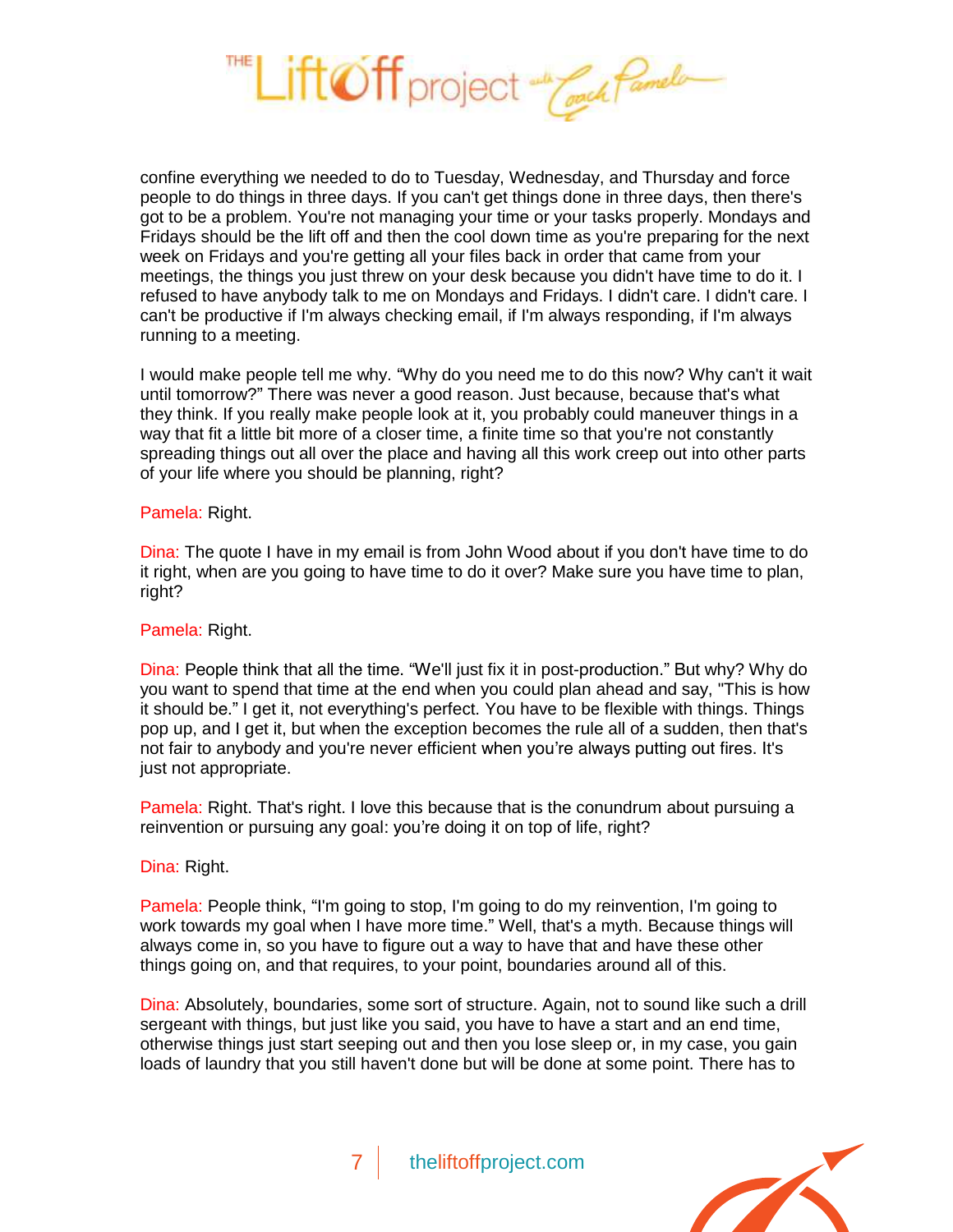confine everything we needed to do to Tuesday, Wednesday, and Thursday and force people to do things in three days. If you can't get things done in three days, then there's got to be a problem. You're not managing your time or your tasks properly. Mondays and Fridays should be the lift off and then the cool down time as you're preparing for the next week on Fridays and you're getting all your files back in order that came from your meetings, the things you just threw on your desk because you didn't have time to do it. I refused to have anybody talk to me on Mondays and Fridays. I didn't care. I didn't care. I can't be productive if I'm always checking email, if I'm always responding, if I'm always running to a meeting.

I would make people tell me why. "Why do you need me to do this now? Why can't it wait until tomorrow?" There was never a good reason. Just because, because that's what they think. If you really make people look at it, you probably could maneuver things in a way that fit a little bit more of a closer time, a finite time so that you're not constantly spreading things out all over the place and having all this work creep out into other parts of your life where you should be planning, right?

Pamela: Right.

Dina: The quote I have in my email is from John Wood about if you don't have time to do it right, when are you going to have time to do it over? Make sure you have time to plan, right?

Pamela: Right.

Dina: People think that all the time. "We'll just fix it in post-production." But why? Why do you want to spend that time at the end when you could plan ahead and say, "This is how it should be." I get it, not everything's perfect. You have to be flexible with things. Things pop up, and I get it, but when the exception becomes the rule all of a sudden, then that's not fair to anybody and you're never efficient when you're always putting out fires. It's just not appropriate.

Pamela: Right. That's right. I love this because that is the conundrum about pursuing a reinvention or pursuing any goal: you're doing it on top of life, right?

Dina: Right.

Pamela: People think, "I'm going to stop, I'm going to do my reinvention, I'm going to work towards my goal when I have more time." Well, that's a myth. Because things will always come in, so you have to figure out a way to have that and have these other things going on, and that requires, to your point, boundaries around all of this.

Dina: Absolutely, boundaries, some sort of structure. Again, not to sound like such a drill sergeant with things, but just like you said, you have to have a start and an end time, otherwise things just start seeping out and then you lose sleep or, in my case, you gain loads of laundry that you still haven't done but will be done at some point. There has to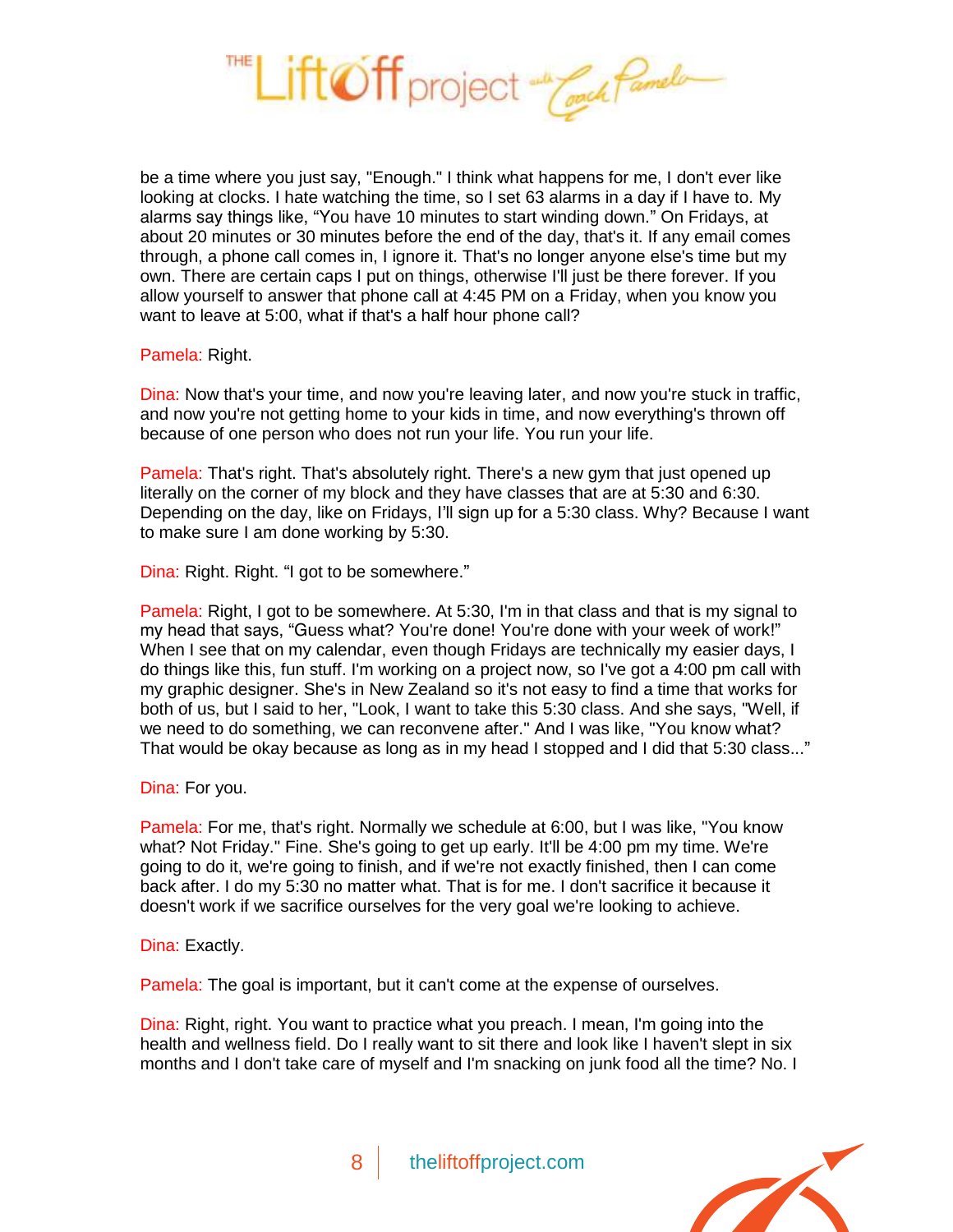be a time where you just say, "Enough." I think what happens for me, I don't ever like looking at clocks. I hate watching the time, so I set 63 alarms in a day if I have to. My alarms say things like, "You have 10 minutes to start winding down." On Fridays, at about 20 minutes or 30 minutes before the end of the day, that's it. If any email comes through, a phone call comes in, I ignore it. That's no longer anyone else's time but my own. There are certain caps I put on things, otherwise I'll just be there forever. If you allow yourself to answer that phone call at 4:45 PM on a Friday, when you know you want to leave at 5:00, what if that's a half hour phone call?

Pamela: Right.

Dina: Now that's your time, and now you're leaving later, and now you're stuck in traffic, and now you're not getting home to your kids in time, and now everything's thrown off because of one person who does not run your life. You run your life.

Pamela: That's right. That's absolutely right. There's a new gym that just opened up literally on the corner of my block and they have classes that are at 5:30 and 6:30. Depending on the day, like on Fridays, I'll sign up for a 5:30 class. Why? Because I want to make sure I am done working by 5:30.

Dina: Right. Right. "I got to be somewhere."

Pamela: Right, I got to be somewhere. At 5:30, I'm in that class and that is my signal to my head that says, "Guess what? You're done! You're done with your week of work!" When I see that on my calendar, even though Fridays are technically my easier days, I do things like this, fun stuff. I'm working on a project now, so I've got a 4:00 pm call with my graphic designer. She's in New Zealand so it's not easy to find a time that works for both of us, but I said to her, "Look, I want to take this 5:30 class. And she says, "Well, if we need to do something, we can reconvene after." And I was like, "You know what? That would be okay because as long as in my head I stopped and I did that 5:30 class..."

Dina: For you.

Pamela: For me, that's right. Normally we schedule at 6:00, but I was like, "You know what? Not Friday." Fine. She's going to get up early. It'll be 4:00 pm my time. We're going to do it, we're going to finish, and if we're not exactly finished, then I can come back after. I do my 5:30 no matter what. That is for me. I don't sacrifice it because it doesn't work if we sacrifice ourselves for the very goal we're looking to achieve.

Dina: Exactly.

Pamela: The goal is important, but it can't come at the expense of ourselves.

Dina: Right, right. You want to practice what you preach. I mean, I'm going into the health and wellness field. Do I really want to sit there and look like I haven't slept in six months and I don't take care of myself and I'm snacking on junk food all the time? No. I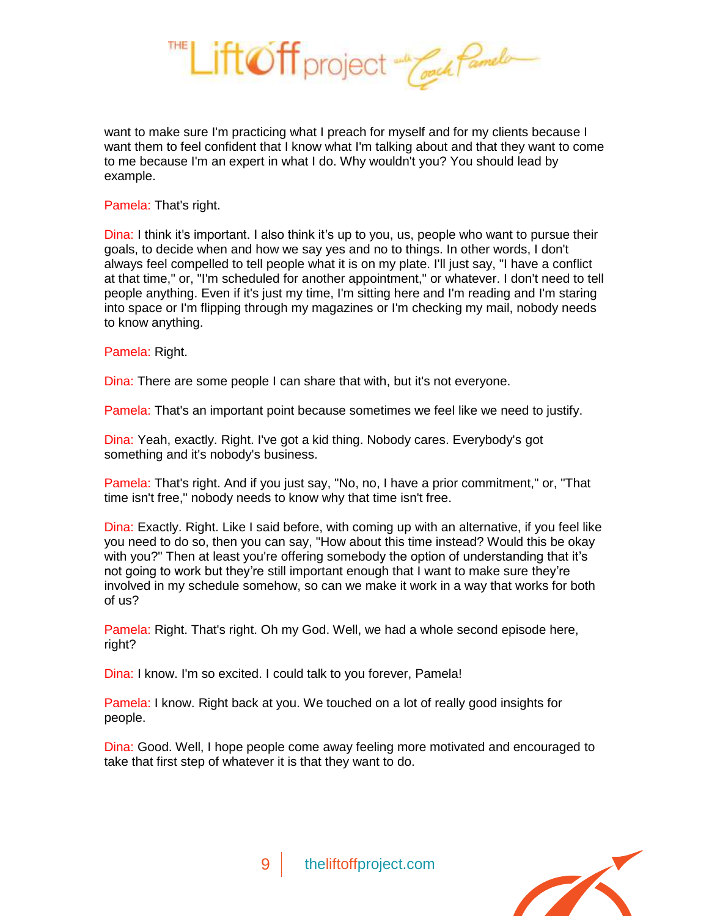want to make sure I'm practicing what I preach for myself and for my clients because I want them to feel confident that I know what I'm talking about and that they want to come to me because I'm an expert in what I do. Why wouldn't you? You should lead by example.

Pamela: That's right.

Dina: I think it's important. I also think it's up to you, us, people who want to pursue their goals, to decide when and how we say yes and no to things. In other words, I don't always feel compelled to tell people what it is on my plate. I'll just say, "I have a conflict at that time," or, "I'm scheduled for another appointment," or whatever. I don't need to tell people anything. Even if it's just my time, I'm sitting here and I'm reading and I'm staring into space or I'm flipping through my magazines or I'm checking my mail, nobody needs to know anything.

Pamela: Right.

Dina: There are some people I can share that with, but it's not everyone.

Pamela: That's an important point because sometimes we feel like we need to justify.

Dina: Yeah, exactly. Right. I've got a kid thing. Nobody cares. Everybody's got something and it's nobody's business.

Pamela: That's right. And if you just say, "No, no, I have a prior commitment," or, "That time isn't free," nobody needs to know why that time isn't free.

Dina: Exactly. Right. Like I said before, with coming up with an alternative, if you feel like you need to do so, then you can say, "How about this time instead? Would this be okay with you?" Then at least you're offering somebody the option of understanding that it's not going to work but they're still important enough that I want to make sure they're involved in my schedule somehow, so can we make it work in a way that works for both of us?

Pamela: Right. That's right. Oh my God. Well, we had a whole second episode here, right?

Dina: I know. I'm so excited. I could talk to you forever, Pamela!

Pamela: I know. Right back at you. We touched on a lot of really good insights for people.

Dina: Good. Well, I hope people come away feeling more motivated and encouraged to take that first step of whatever it is that they want to do.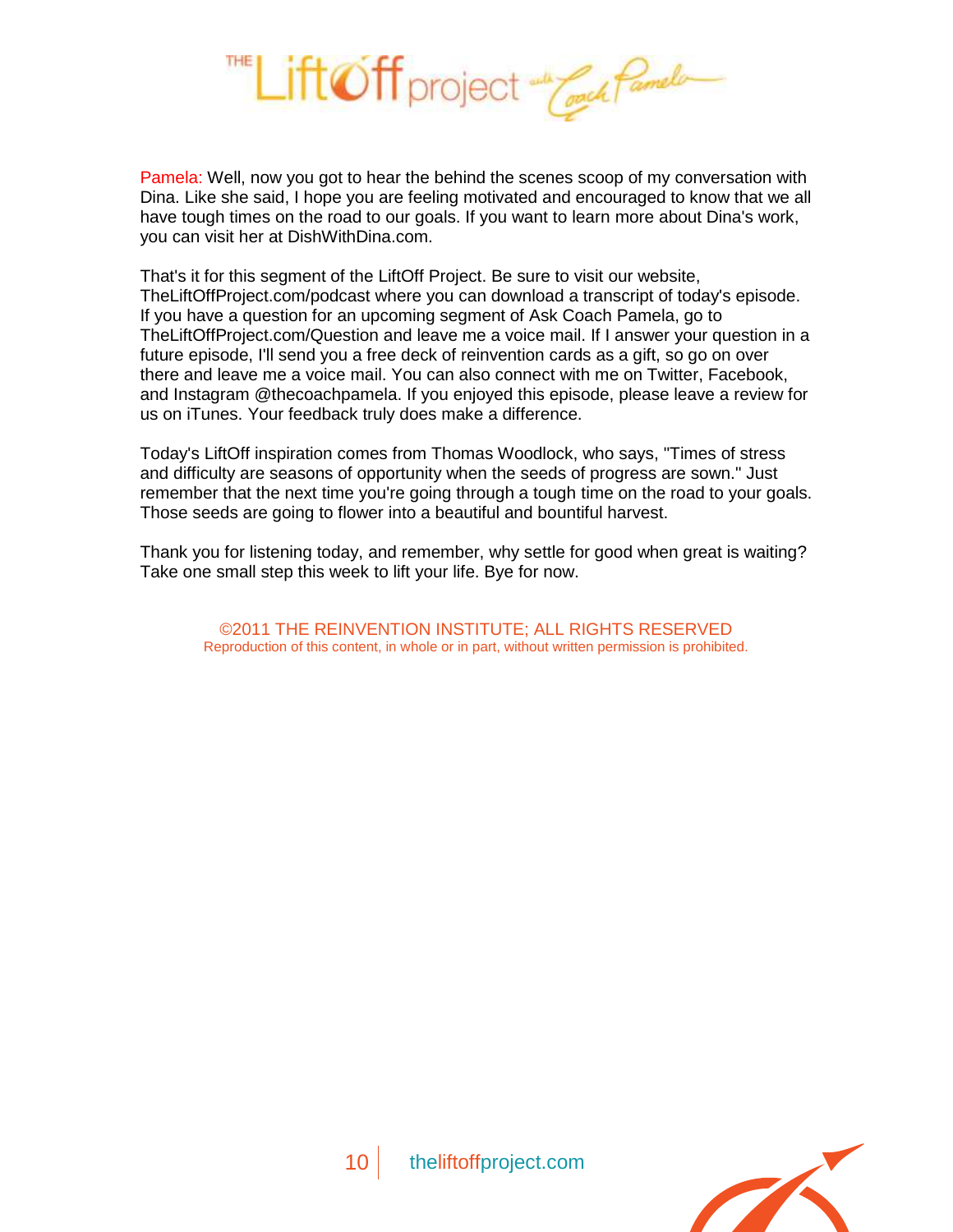Pamela: Well, now you got to hear the behind the scenes scoop of my conversation with Dina. Like she said, I hope you are feeling motivated and encouraged to know that we all have tough times on the road to our goals. If you want to learn more about Dina's work, you can visit her at DishWithDina.com.

That's it for this segment of the LiftOff Project. Be sure to visit our website, TheLiftOffProject.com/podcast where you can download a transcript of today's episode. If you have a question for an upcoming segment of Ask Coach Pamela, go to TheLiftOffProject.com/Question and leave me a voice mail. If I answer your question in a future episode, I'll send you a free deck of reinvention cards as a gift, so go on over there and leave me a voice mail. You can also connect with me on Twitter, Facebook, and Instagram @thecoachpamela. If you enjoyed this episode, please leave a review for us on iTunes. Your feedback truly does make a difference.

Today's LiftOff inspiration comes from Thomas Woodlock, who says, "Times of stress and difficulty are seasons of opportunity when the seeds of progress are sown." Just remember that the next time you're going through a tough time on the road to your goals. Those seeds are going to flower into a beautiful and bountiful harvest.

Thank you for listening today, and remember, why settle for good when great is waiting? Take one small step this week to lift your life. Bye for now.

©2011 THE REINVENTION INSTITUTE; ALL RIGHTS RESERVED
Reproduction of this content, in whole or in part, without written permission is prohibited.